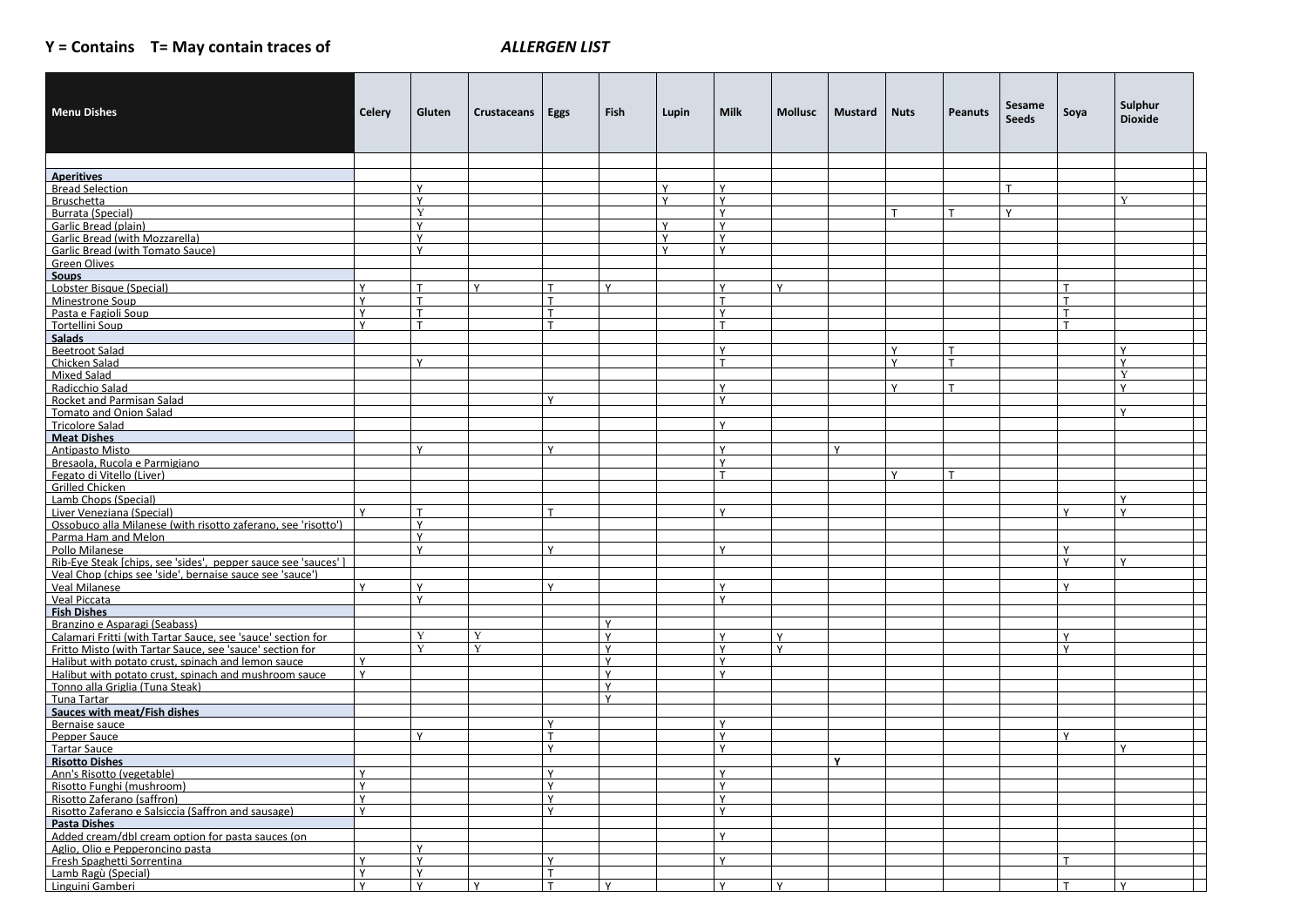## Y = Contains T= May contain traces of

## *ALLERGEN LIST*

| Menu Dishes | Celery | Gluten | Crustaceans | Eggs | Fish | Lupin | Milk | Mollusc | Mustard | Nuts | Peanuts | Sesame Seeds | Soya | Sulphur Dioxide |
|---|---|---|---|---|---|---|---|---|---|---|---|---|---|---|
| **Aperitives** | | | | | | | | | | | | | | |
| Bread Selection | | Y | | | | Y | Y | | | | | T | | |
| Bruschetta | | Y | | | | Y | Y | | | | | | | Y |
| Burrata (Special) | | Y | | | | | Y | | | T | T | Y | | |
| Garlic Bread (plain) | | Y | | | | Y | Y | | | | | | | |
| Garlic Bread (with Mozzarella) | | Y | | | | Y | Y | | | | | | | |
| Garlic Bread (with Tomato Sauce) | | Y | | | | Y | Y | | | | | | | |
| Green Olives | | | | | | | | | | | | | | |
| **Soups** | | | | | | | | | | | | | | |
| Lobster Bisque (Special) | Y | T | Y | T | Y | | Y | Y | | | | | T | |
| Minestrone Soup | Y | T | | T | | | T | | | | | | T | |
| Pasta e Fagioli Soup | Y | T | | T | | | Y | | | | | | T | |
| Tortellini Soup | Y | T | | T | | | T | | | | | | T | |
| **Salads** | | | | | | | | | | | | | | |
| Beetroot Salad | | | | | | | Y | | | Y | T | | | Y |
| Chicken Salad | | Y | | | | | T | | | Y | T | | | Y |
| Mixed Salad | | | | | | | | | | | | | | Y |
| Radicchio Salad | | | | | | | Y | | | Y | T | | | Y |
| Rocket and Parmisan Salad | | | | Y | | | Y | | | | | | | |
| Tomato and Onion Salad | | | | | | | | | | | | | | Y |
| Tricolore Salad | | | | | | | Y | | | | | | | |
| **Meat Dishes** | | | | | | | | | | | | | | |
| Antipasto Misto | | Y | | Y | | | Y | | Y | | | | | |
| Bresaola, Rucola e Parmigiano | | | | | | | Y | | | | | | | |
| Fegato di Vitello (Liver) | | | | | | | T | | | Y | T | | | |
| Grilled Chicken | | | | | | | | | | | | | | |
| Lamb Chops (Special) | | | | | | | | | | | | | | Y |
| Liver Veneziana (Special) | Y | T | | T | | | Y | | | | | | Y | Y |
| Ossobuco alla Milanese (with risotto zaferano, see 'risotto') | | Y | | | | | | | | | | | | |
| Parma Ham and Melon | | Y | | | | | | | | | | | | |
| Pollo Milanese | | Y | | Y | | | Y | | | | | | Y | |
| Rib-Eye Steak [chips, see 'sides', pepper sauce see 'sauces' ] | | | | | | | | | | | | | Y | Y |
| Veal Chop (chips see 'side', bernaise sauce see 'sauce') | | | | | | | | | | | | | | |
| Veal Milanese | Y | Y | | Y | | | Y | | | | | | Y | |
| Veal Piccata | | Y | | | | | Y | | | | | | | |
| **Fish Dishes** | | | | | | | | | | | | | | |
| Branzino e Asparagi (Seabass) | | | | | Y | | | | | | | | | |
| Calamari Fritti (with Tartar Sauce, see 'sauce' section for | | Y | Y | | Y | | Y | Y | | | | | Y | |
| Fritto Misto (with Tartar Sauce, see 'sauce' section for | | Y | Y | | Y | | Y | Y | | | | | Y | |
| Halibut with potato crust, spinach and lemon sauce | Y | | | | Y | | Y | | | | | | | |
| Halibut with potato crust, spinach and mushroom sauce | Y | | | | Y | | Y | | | | | | | |
| Tonno alla Griglia (Tuna Steak) | | | | | Y | | | | | | | | | |
| Tuna Tartar | | | | | Y | | | | | | | | | |
| **Sauces with meat/Fish dishes** | | | | | | | | | | | | | | |
| Bernaise sauce | | | | Y | | | Y | | | | | | | |
| Pepper Sauce | | Y | | T | | | Y | | | | | | Y | |
| Tartar Sauce | | | | Y | | | Y | | | | | | | Y |
| **Risotto Dishes** | | | | | | | | | **Y** | | | | | |
| Ann's Risotto (vegetable) | Y | | | Y | | | Y | | | | | | | |
| Risotto Funghi (mushroom) | Y | | | Y | | | Y | | | | | | | |
| Risotto Zaferano (saffron) | Y | | | Y | | | Y | | | | | | | |
| Risotto Zaferano e Salsiccia (Saffron and sausage) | Y | | | Y | | | Y | | | | | | | |
| **Pasta Dishes** | | | | | | | | | | | | | | |
| Added cream/dbl cream option for pasta sauces (on | | | | | | | Y | | | | | | | |
| Aglio, Olio e Pepperoncino pasta | | Y | | | | | | | | | | | | |
| Fresh Spaghetti Sorrentina | Y | Y | | Y | | | Y | | | | | | T | |
| Lamb Ragù (Special) | Y | Y | | T | | | | | | | | | | |
| Linguini Gamberi | Y | Y | Y | T | Y | | Y | Y | | | | | T | Y |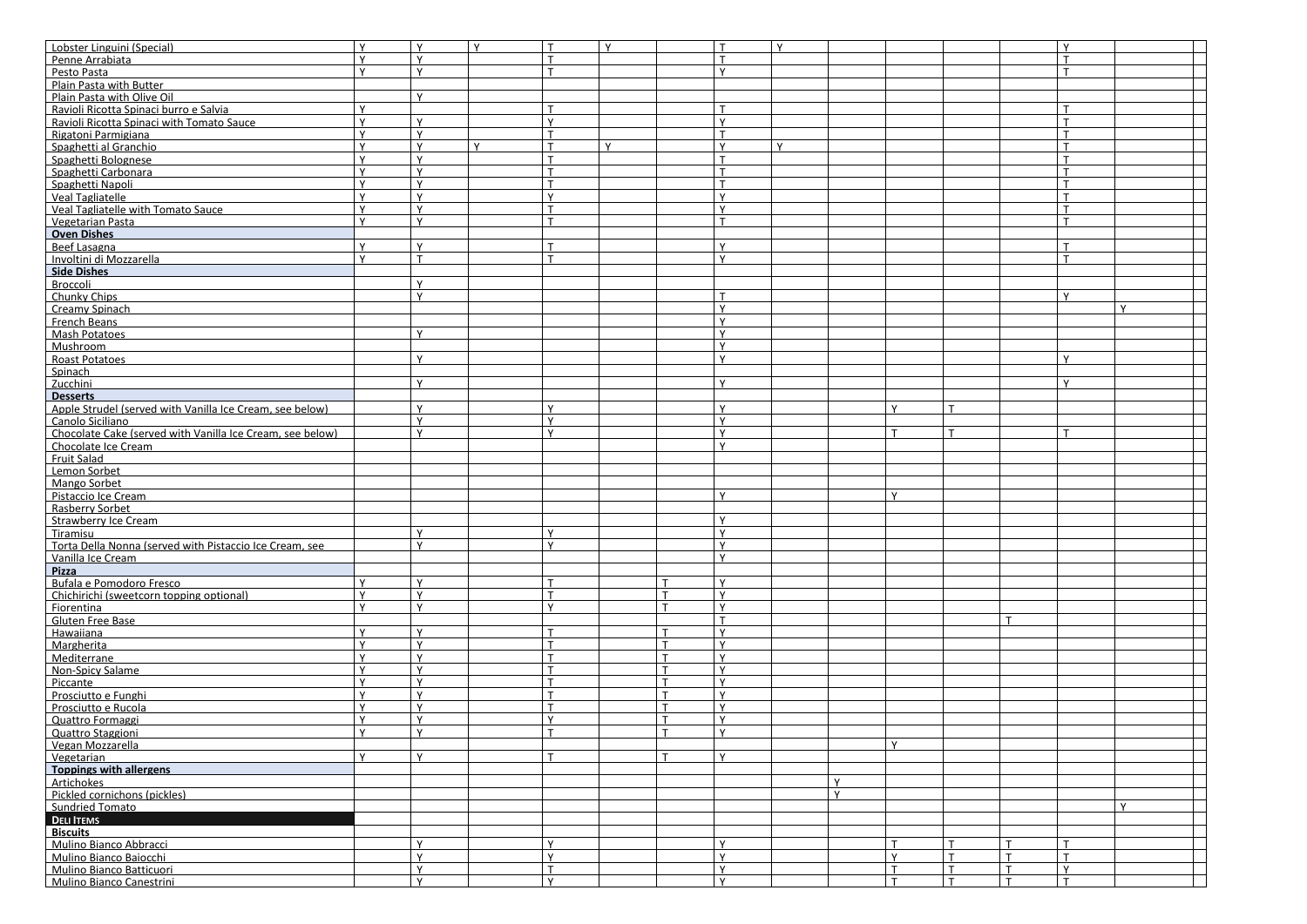| | | | | | | | | | | | | | | | |
|---|---|---|---|---|---|---|---|---|---|---|---|---|---|---|---|
| Lobster Linguini (Special) | Y | Y | Y | T | Y | | T | Y | | | | | Y | | |
| Penne Arrabiata | Y | Y | | T | | | T | | | | | | T | | |
| Pesto Pasta | Y | Y | | T | | | Y | | | | | | T | | |
| Plain Pasta with Butter | | | | | | | | | | | | | | | |
| Plain Pasta with Olive Oil | | Y | | | | | | | | | | | | | |
| Ravioli Ricotta Spinaci burro e Salvia | Y | | | T | | | T | | | | | | T | | |
| Ravioli Ricotta Spinaci with Tomato Sauce | Y | Y | | Y | | | Y | | | | | | T | | |
| Rigatoni Parmigiana | Y | Y | | T | | | T | | | | | | T | | |
| Spaghetti al Granchio | Y | Y | Y | T | Y | | Y | Y | | | | | T | | |
| Spaghetti Bolognese | Y | Y | | T | | | T | | | | | | T | | |
| Spaghetti Carbonara | Y | Y | | T | | | T | | | | | | T | | |
| Spaghetti Napoli | Y | Y | | T | | | T | | | | | | T | | |
| Veal Tagliatelle | Y | Y | | Y | | | Y | | | | | | T | | |
| Veal Tagliatelle with Tomato Sauce | Y | Y | | T | | | Y | | | | | | T | | |
| Vegetarian Pasta | Y | Y | | T | | | T | | | | | | T | | |
| **Oven Dishes** | | | | | | | | | | | | | | | |
| Beef Lasagna | Y | Y | | T | | | Y | | | | | | T | | |
| Involtini di Mozzarella | Y | T | | T | | | Y | | | | | | T | | |
| **Side Dishes** | | | | | | | | | | | | | | | |
| Broccoli | | Y | | | | | | | | | | | | | |
| Chunky Chips | | Y | | | | | T | | | | | | Y | | |
| Creamy Spinach | | | | | | | Y | | | | | | | Y | |
| French Beans | | | | | | | Y | | | | | | | | |
| Mash Potatoes | | Y | | | | | Y | | | | | | | | |
| Mushroom | | | | | | | Y | | | | | | | | |
| Roast Potatoes | | Y | | | | | Y | | | | | | Y | | |
| Spinach | | | | | | | | | | | | | | | |
| Zucchini | | Y | | | | | Y | | | | | | Y | | |
| **Desserts** | | | | | | | | | | | | | | | |
| Apple Strudel (served with Vanilla Ice Cream, see below) | | Y | | Y | | | Y | | | Y | T | | | | |
| Canolo Siciliano | | Y | | Y | | | Y | | | | | | | | |
| Chocolate Cake (served with Vanilla Ice Cream, see below) | | Y | | Y | | | Y | | | T | T | | T | | |
| Chocolate Ice Cream | | | | | | | Y | | | | | | | | |
| Fruit Salad | | | | | | | | | | | | | | | |
| Lemon Sorbet | | | | | | | | | | | | | | | |
| Mango Sorbet | | | | | | | | | | | | | | | |
| Pistaccio Ice Cream | | | | | | | Y | | | Y | | | | | |
| Rasberry Sorbet | | | | | | | | | | | | | | | |
| Strawberry Ice Cream | | | | | | | Y | | | | | | | | |
| Tiramisu | | Y | | Y | | | Y | | | | | | | | |
| Torta Della Nonna (served with Pistaccio Ice Cream, see | | Y | | Y | | | Y | | | | | | | | |
| Vanilla Ice Cream | | | | | | | Y | | | | | | | | |
| **Pizza** | | | | | | | | | | | | | | | |
| Bufala e Pomodoro Fresco | Y | Y | | T | | T | Y | | | | | | | | |
| Chichirichi (sweetcorn topping optional) | Y | Y | | T | | T | Y | | | | | | | | |
| Fiorentina | Y | Y | | Y | | T | Y | | | | | | | | |
| Gluten Free Base | | | | | | | T | | | | | T | | | |
| Hawaiiana | Y | Y | | T | | T | Y | | | | | | | | |
| Margherita | Y | Y | | T | | T | Y | | | | | | | | |
| Mediterrane | Y | Y | | T | | T | Y | | | | | | | | |
| Non-Spicy Salame | Y | Y | | T | | T | Y | | | | | | | | |
| Piccante | Y | Y | | T | | T | Y | | | | | | | | |
| Prosciutto e Funghi | Y | Y | | T | | T | Y | | | | | | | | |
| Prosciutto e Rucola | Y | Y | | T | | T | Y | | | | | | | | |
| Quattro Formaggi | Y | Y | | Y | | T | Y | | | | | | | | |
| Quattro Staggioni | Y | Y | | T | | T | Y | | | | | | | | |
| Vegan Mozzarella | | | | | | | | | | Y | | | | | |
| Vegetarian | Y | Y | | T | | T | Y | | | | | | | | |
| **Toppings with allergens** | | | | | | | | | | | | | | | |
| Artichokes | | | | | | | | | Y | | | | | | |
| Pickled cornichons (pickles) | | | | | | | | | Y | | | | | | |
| Sundried Tomato | | | | | | | | | | | | | | Y | |
| **DELI ITEMS** | | | | | | | | | | | | | | | |
| **Biscuits** | | | | | | | | | | | | | | | |
| Mulino Bianco Abbracci | | Y | | Y | | | Y | | | T | T | T | T | | |
| Mulino Bianco Baiocchi | | Y | | Y | | | Y | | | Y | T | T | T | | |
| Mulino Bianco Batticuori | | Y | | T | | | Y | | | T | T | T | Y | | |
| Mulino Bianco Canestrini | | Y | | Y | | | Y | | | T | T | T | T | | |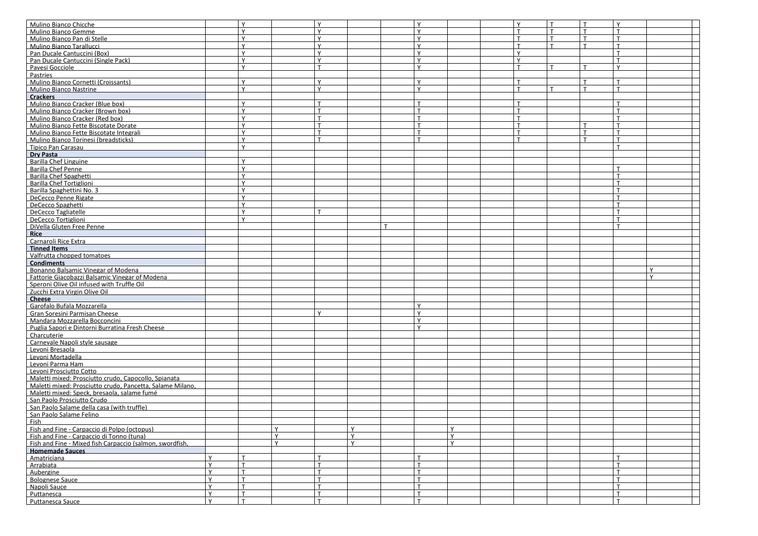| | | | | | | | | | | | | | | | |
|---|---|---|---|---|---|---|---|---|---|---|---|---|---|---|---|
| Mulino Bianco Chicche | | Y | | Y | | | Y | | | Y | T | T | Y | | |
| Mulino Bianco Gemme | | Y | | Y | | | Y | | | T | T | T | T | | |
| Mulino Bianco Pan di Stelle | | Y | | Y | | | Y | | | T | T | T | T | | |
| Mulino Bianco Tarallucci | | Y | | Y | | | Y | | | T | T | T | T | | |
| Pan Ducale Cantuccini (Box) | | Y | | Y | | | Y | | | Y | | | T | | |
| Pan Ducale Cantuccini (Single Pack) | | Y | | Y | | | Y | | | Y | | | T | | |
| Pavesi Gocciole | | Y | | T | | | Y | | | T | T | T | Y | | |
| Pastries | | | | | | | | | | | | | | | |
| Mulino Bianco Cornetti (Croissants) | | Y | | Y | | | Y | | | T | | T | T | | |
| Mulino Bianco Nastrine | | Y | | Y | | | Y | | | T | T | T | T | | |
| **Crackers** | | | | | | | | | | | | | | | |
| Mulino Bianco Cracker (Blue box) | | Y | | T | | | T | | | T | | | T | | |
| Mulino Bianco Cracker (Brown box) | | Y | | T | | | T | | | T | | | T | | |
| Mulino Bianco Cracker (Red box) | | Y | | T | | | T | | | T | | | T | | |
| Mulino Bianco Fette Biscotate Dorate | | Y | | T | | | T | | | T | | T | T | | |
| Mulino Bianco Fette Biscotate Integrali | | Y | | T | | | T | | | T | | T | T | | |
| Mulino Bianco Torinesi (breadsticks) | | Y | | T | | | T | | | T | | T | T | | |
| Tipico Pan Carasau | | Y | | | | | | | | | | | T | | |
| **Dry Pasta** | | | | | | | | | | | | | | | |
| Barilla Chef Linguine | | Y | | | | | | | | | | | | | |
| Barilla Chef Penne | | Y | | | | | | | | | | | T | | |
| Barilla Chef Spaghetti | | Y | | | | | | | | | | | T | | |
| Barilla Chef Tortiglioni | | Y | | | | | | | | | | | T | | |
| Barilla Spaghettini No. 3 | | Y | | | | | | | | | | | T | | |
| DeCecco Penne Rigate | | Y | | | | | | | | | | | T | | |
| DeCecco Spaghetti | | Y | | | | | | | | | | | T | | |
| DeCecco Tagliatelle | | Y | | T | | | | | | | | | T | | |
| DeCecco Tortiglioni | | Y | | | | | | | | | | | T | | |
| DiVella Gluten Free Penne | | | | | | T | | | | | | | T | | |
| **Rice** | | | | | | | | | | | | | | | |
| Carnaroli Rice Extra | | | | | | | | | | | | | | | |
| **Tinned Items** | | | | | | | | | | | | | | | |
| Valfrutta chopped tomatoes | | | | | | | | | | | | | | | |
| **Condiments** | | | | | | | | | | | | | | | |
| Bonanno Balsamic Vinegar of Modena | | | | | | | | | | | | | | Y | |
| Fattorie Giacobazzi Balsamic Vinegar of Modena | | | | | | | | | | | | | | Y | |
| Speroni Olive Oil infused with Truffle Oil | | | | | | | | | | | | | | | |
| Zucchi Extra Virgin Olive Oil | | | | | | | | | | | | | | | |
| **Cheese** | | | | | | | | | | | | | | | |
| Garofalo Bufala Mozzarella | | | | | | | Y | | | | | | | | |
| Gran Soresini Parmisan Cheese | | | | Y | | | Y | | | | | | | | |
| Mandara Mozzarella Bocconcini | | | | | | | Y | | | | | | | | |
| Puglia Sapori e Dintorni Burratina Fresh Cheese | | | | | | | Y | | | | | | | | |
| Charcuterie | | | | | | | | | | | | | | | |
| Carnevale Napoli style sausage | | | | | | | | | | | | | | | |
| Levoni Bresaola | | | | | | | | | | | | | | | |
| Levoni Mortadella | | | | | | | | | | | | | | | |
| Levoni Parma Ham | | | | | | | | | | | | | | | |
| Levoni Prosciutto Cotto | | | | | | | | | | | | | | | |
| Maletti mixed: Prosciutto crudo, Capocollo, Spianata | | | | | | | | | | | | | | | |
| Maletti mixed: Prosciutto crudo, Pancetta, Salame Milano, | | | | | | | | | | | | | | | |
| Maletti mixed: Speck, bresaola, salame fumé | | | | | | | | | | | | | | | |
| San Paolo Prosciutto Crudo | | | | | | | | | | | | | | | |
| San Paolo Salame della casa (with truffle) | | | | | | | | | | | | | | | |
| San Paolo Salame Felino | | | | | | | | | | | | | | | |
| Fish | | | | | | | | | | | | | | | |
| Fish and Fine - Carpaccio di Polpo (octopus) | | | Y | | Y | | | Y | | | | | | | |
| Fish and Fine - Carpaccio di Tonno (tuna) | | | Y | | Y | | | Y | | | | | | | |
| Fish and Fine - Mixed fish Carpaccio (salmon, swordfish, | | | Y | | Y | | | Y | | | | | | | |
| **Homemade Sauces** | | | | | | | | | | | | | | | |
| Amatriciana | Y | T | | T | | | T | | | | | | T | | |
| Arrabiata | Y | T | | T | | | T | | | | | | T | | |
| Aubergine | Y | T | | T | | | T | | | | | | T | | |
| Bolognese Sauce | Y | T | | T | | | T | | | | | | T | | |
| Napoli Sauce | Y | T | | T | | | T | | | | | | T | | |
| Puttanesca | Y | T | | T | | | T | | | | | | T | | |
| Puttanesca Sauce | Y | T | | T | | | T | | | | | | T | | |